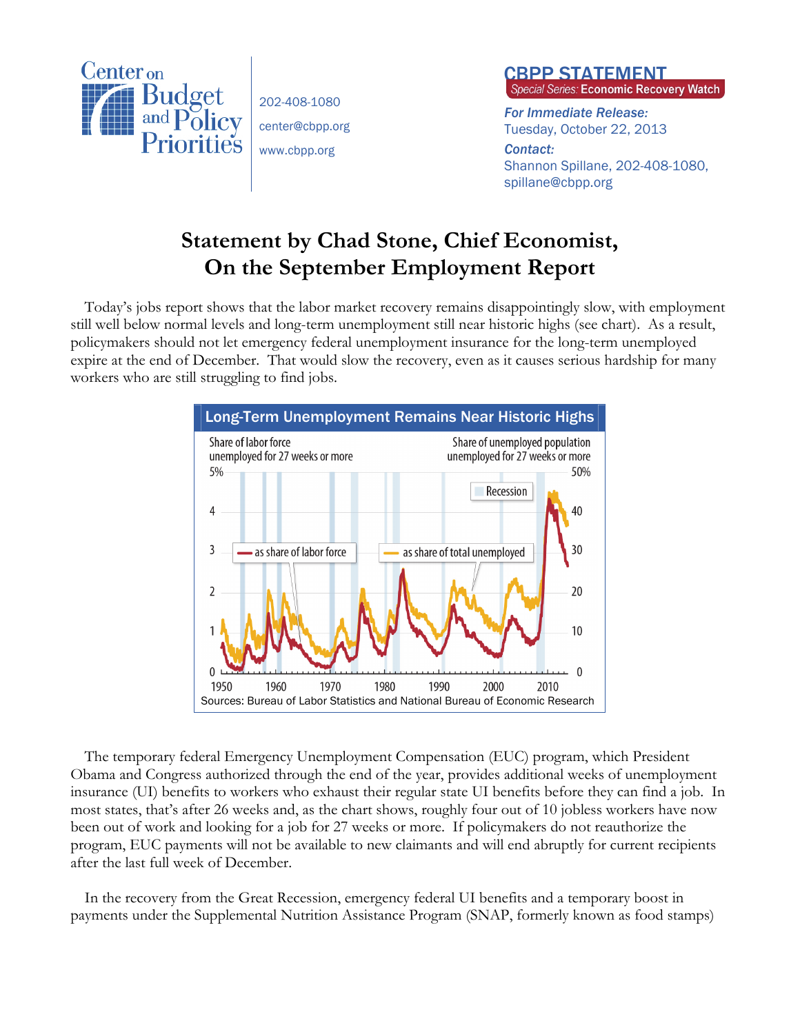Center on Budget and Policy Priorities

202-408-1080
center@cbpp.org
www.cbpp.org

**CBPP STATEMENT**
*Special Series:* **Economic Recovery Watch**

***For Immediate Release:***
Tuesday, October 22, 2013

***Contact:***
Shannon Spillane, 202-408-1080, spillane@cbpp.org

# Statement by Chad Stone, Chief Economist, On the September Employment Report

Today's jobs report shows that the labor market recovery remains disappointingly slow, with employment still well below normal levels and long-term unemployment still near historic highs (see chart). As a result, policymakers should not let emergency federal unemployment insurance for the long-term unemployed expire at the end of December. That would slow the recovery, even as it causes serious hardship for many workers who are still struggling to find jobs.

**Long-Term Unemployment Remains Near Historic Highs**

Sources: Bureau of Labor Statistics and National Bureau of Economic Research

The temporary federal Emergency Unemployment Compensation (EUC) program, which President Obama and Congress authorized through the end of the year, provides additional weeks of unemployment insurance (UI) benefits to workers who exhaust their regular state UI benefits before they can find a job. In most states, that's after 26 weeks and, as the chart shows, roughly four out of 10 jobless workers have now been out of work and looking for a job for 27 weeks or more. If policymakers do not reauthorize the program, EUC payments will not be available to new claimants and will end abruptly for current recipients after the last full week of December.

In the recovery from the Great Recession, emergency federal UI benefits and a temporary boost in payments under the Supplemental Nutrition Assistance Program (SNAP, formerly known as food stamps)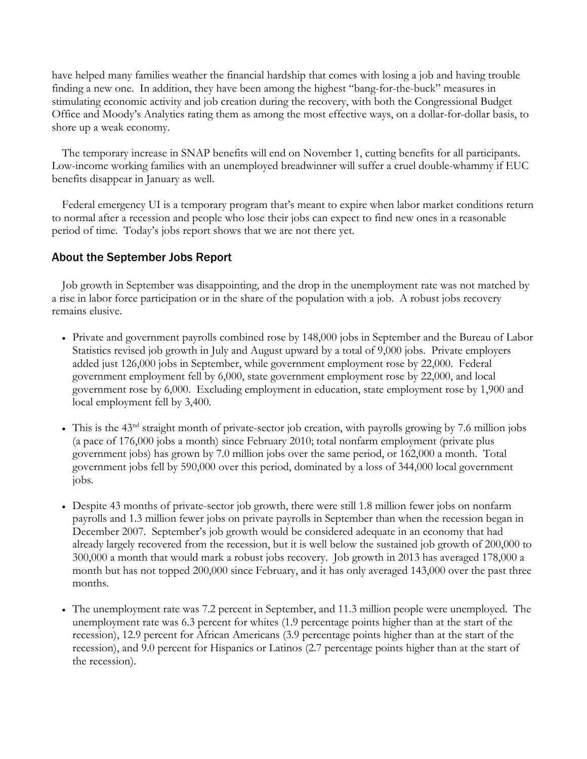have helped many families weather the financial hardship that comes with losing a job and having trouble finding a new one. In addition, they have been among the highest "bang-for-the-buck" measures in stimulating economic activity and job creation during the recovery, with both the Congressional Budget Office and Moody's Analytics rating them as among the most effective ways, on a dollar-for-dollar basis, to shore up a weak economy.

The temporary increase in SNAP benefits will end on November 1, cutting benefits for all participants. Low-income working families with an unemployed breadwinner will suffer a cruel double-whammy if EUC benefits disappear in January as well.

Federal emergency UI is a temporary program that's meant to expire when labor market conditions return to normal after a recession and people who lose their jobs can expect to find new ones in a reasonable period of time. Today's jobs report shows that we are not there yet.

## About the September Jobs Report

Job growth in September was disappointing, and the drop in the unemployment rate was not matched by a rise in labor force participation or in the share of the population with a job. A robust jobs recovery remains elusive.

- Private and government payrolls combined rose by 148,000 jobs in September and the Bureau of Labor Statistics revised job growth in July and August upward by a total of 9,000 jobs. Private employers added just 126,000 jobs in September, while government employment rose by 22,000. Federal government employment fell by 6,000, state government employment rose by 22,000, and local government rose by 6,000. Excluding employment in education, state employment rose by 1,900 and local employment fell by 3,400.

- This is the 43rd straight month of private-sector job creation, with payrolls growing by 7.6 million jobs (a pace of 176,000 jobs a month) since February 2010; total nonfarm employment (private plus government jobs) has grown by 7.0 million jobs over the same period, or 162,000 a month. Total government jobs fell by 590,000 over this period, dominated by a loss of 344,000 local government jobs.

- Despite 43 months of private-sector job growth, there were still 1.8 million fewer jobs on nonfarm payrolls and 1.3 million fewer jobs on private payrolls in September than when the recession began in December 2007. September's job growth would be considered adequate in an economy that had already largely recovered from the recession, but it is well below the sustained job growth of 200,000 to 300,000 a month that would mark a robust jobs recovery. Job growth in 2013 has averaged 178,000 a month but has not topped 200,000 since February, and it has only averaged 143,000 over the past three months.

- The unemployment rate was 7.2 percent in September, and 11.3 million people were unemployed. The unemployment rate was 6.3 percent for whites (1.9 percentage points higher than at the start of the recession), 12.9 percent for African Americans (3.9 percentage points higher than at the start of the recession), and 9.0 percent for Hispanics or Latinos (2.7 percentage points higher than at the start of the recession).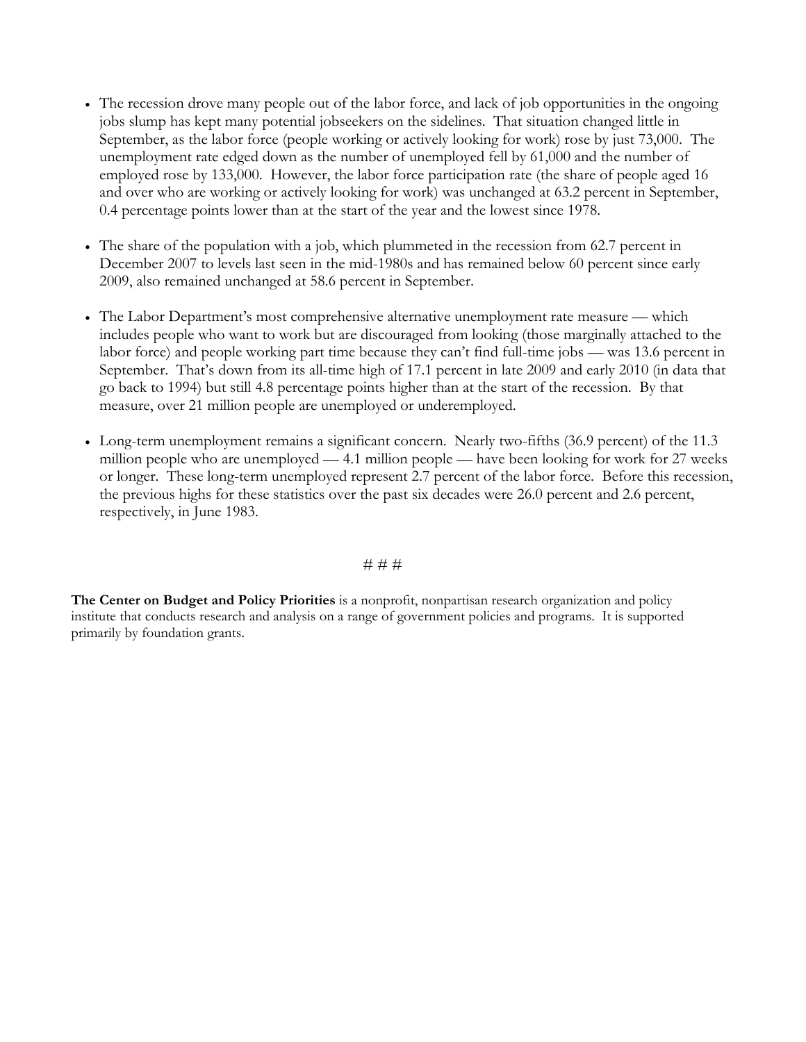- The recession drove many people out of the labor force, and lack of job opportunities in the ongoing jobs slump has kept many potential jobseekers on the sidelines. That situation changed little in September, as the labor force (people working or actively looking for work) rose by just 73,000. The unemployment rate edged down as the number of unemployed fell by 61,000 and the number of employed rose by 133,000. However, the labor force participation rate (the share of people aged 16 and over who are working or actively looking for work) was unchanged at 63.2 percent in September, 0.4 percentage points lower than at the start of the year and the lowest since 1978.

- The share of the population with a job, which plummeted in the recession from 62.7 percent in December 2007 to levels last seen in the mid-1980s and has remained below 60 percent since early 2009, also remained unchanged at 58.6 percent in September.

- The Labor Department's most comprehensive alternative unemployment rate measure — which includes people who want to work but are discouraged from looking (those marginally attached to the labor force) and people working part time because they can't find full-time jobs — was 13.6 percent in September. That's down from its all-time high of 17.1 percent in late 2009 and early 2010 (in data that go back to 1994) but still 4.8 percentage points higher than at the start of the recession. By that measure, over 21 million people are unemployed or underemployed.

- Long-term unemployment remains a significant concern. Nearly two-fifths (36.9 percent) of the 11.3 million people who are unemployed — 4.1 million people — have been looking for work for 27 weeks or longer. These long-term unemployed represent 2.7 percent of the labor force. Before this recession, the previous highs for these statistics over the past six decades were 26.0 percent and 2.6 percent, respectively, in June 1983.

# # #

**The Center on Budget and Policy Priorities** is a nonprofit, nonpartisan research organization and policy institute that conducts research and analysis on a range of government policies and programs. It is supported primarily by foundation grants.